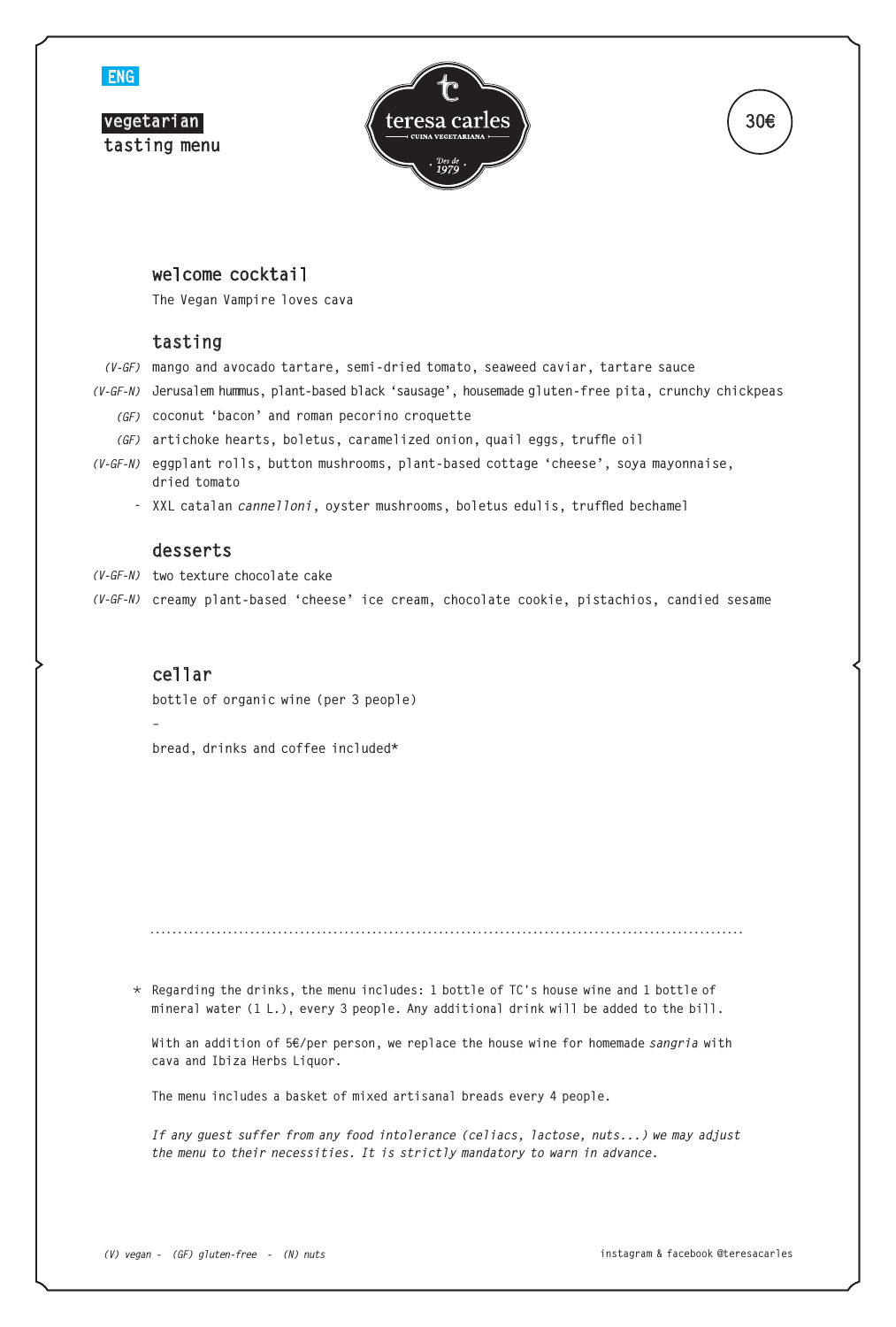ENG

**vegetarian**
**tasting menu**

teresa carles
CUINA VEGETARIANA
Des de 1979

30€

## welcome cocktail

The Vegan Vampire loves cava

## tasting

*(V-GF)* mango and avocado tartare, semi-dried tomato, seaweed caviar, tartare sauce

*(V-GF-N)* Jerusalem hummus, plant-based black 'sausage', housemade gluten-free pita, crunchy chickpeas

*(GF)* coconut 'bacon' and roman pecorino croquette

*(GF)* artichoke hearts, boletus, caramelized onion, quail eggs, truffle oil

*(V-GF-N)* eggplant rolls, button mushrooms, plant-based cottage 'cheese', soya mayonnaise, dried tomato

\- XXL catalan *cannelloni*, oyster mushrooms, boletus edulis, truffled bechamel

## desserts

*(V-GF-N)* two texture chocolate cake

*(V-GF-N)* creamy plant-based 'cheese' ice cream, chocolate cookie, pistachios, candied sesame

## cellar

bottle of organic wine (per 3 people)

\-

bread, drinks and coffee included*

---

\* Regarding the drinks, the menu includes: 1 bottle of TC's house wine and 1 bottle of mineral water (1 L.), every 3 people. Any additional drink will be added to the bill.

With an addition of 5€/per person, we replace the house wine for homemade *sangria* with cava and Ibiza Herbs Liquor.

The menu includes a basket of mixed artisanal breads every 4 people.

*If any guest suffer from any food intolerance (celiacs, lactose, nuts...) we may adjust the menu to their necessities. It is strictly mandatory to warn in advance.*

*(V) vegan - (GF) gluten-free - (N) nuts*

instagram & facebook @teresacarles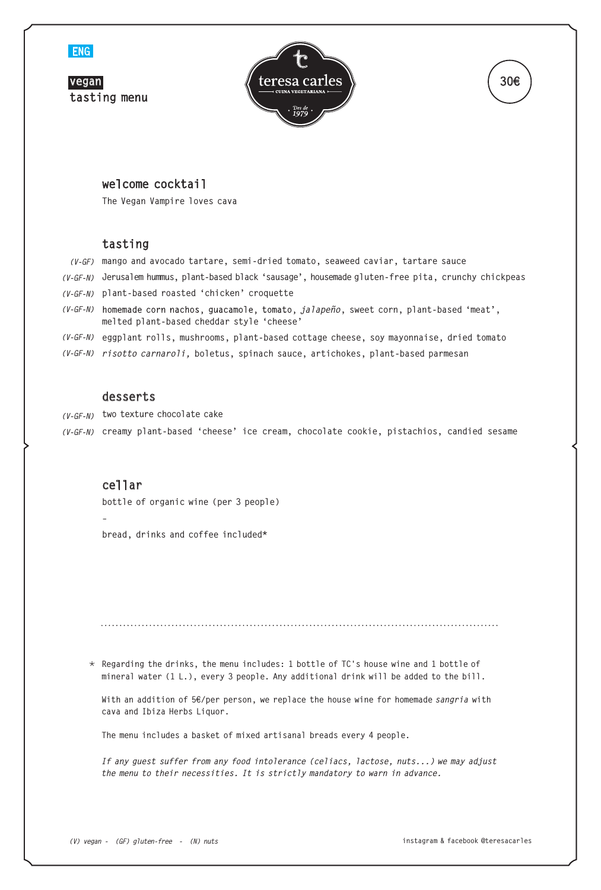ENG

**vegan**
tasting menu

teresa carles
CUINA VEGETARIANA
Des de 1979

30€

## welcome cocktail

The Vegan Vampire loves cava

## tasting

*(V-GF)* mango and avocado tartare, semi-dried tomato, seaweed caviar, tartare sauce

*(V-GF-N)* Jerusalem hummus, plant-based black ‘sausage’, housemade gluten-free pita, crunchy chickpeas

*(V-GF-N)* plant-based roasted ‘chicken’ croquette

*(V-GF-N)* homemade corn nachos, guacamole, tomato, *jalapeño*, sweet corn, plant-based ‘meat’, melted plant-based cheddar style ‘cheese’

*(V-GF-N)* eggplant rolls, mushrooms, plant-based cottage cheese, soy mayonnaise, dried tomato

*(V-GF-N)* *risotto carnaroli,* boletus, spinach sauce, artichokes, plant-based parmesan

## desserts

*(V-GF-N)* two texture chocolate cake

*(V-GF-N)* creamy plant-based ‘cheese’ ice cream, chocolate cookie, pistachios, candied sesame

## cellar

bottle of organic wine (per 3 people)

-

bread, drinks and coffee included*

---

* Regarding the drinks, the menu includes: 1 bottle of TC's house wine and 1 bottle of mineral water (1 L.), every 3 people. Any additional drink will be added to the bill.

With an addition of 5€/per person, we replace the house wine for homemade *sangria* with cava and Ibiza Herbs Liquor.

The menu includes a basket of mixed artisanal breads every 4 people.

*If any guest suffer from any food intolerance (celiacs, lactose, nuts...) we may adjust the menu to their necessities. It is strictly mandatory to warn in advance.*

*(V) vegan - (GF) gluten-free - (N) nuts*

instagram & facebook @teresacarles